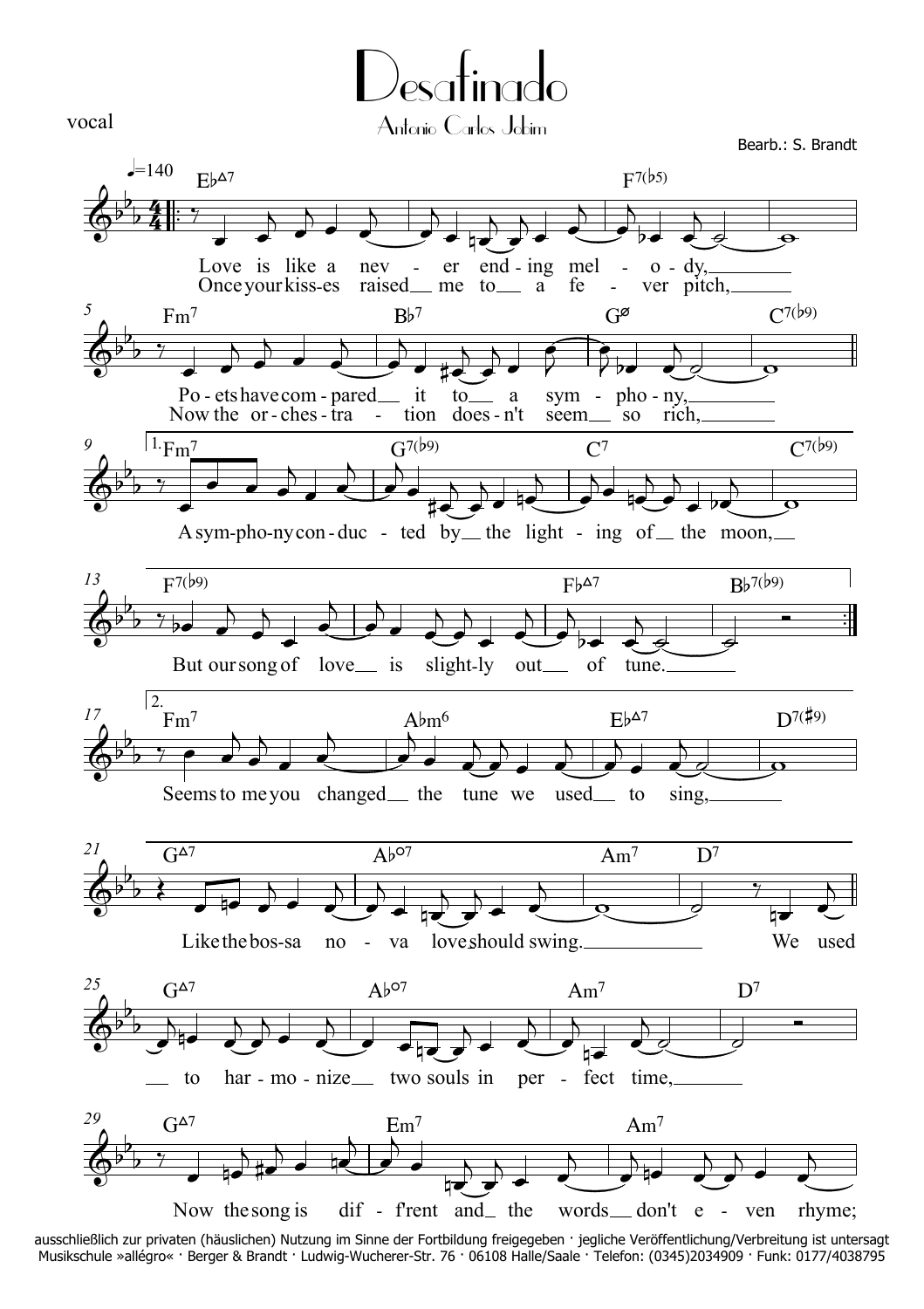# Desafinado

Antonio Carlos Jobim

vocal

Bearb.: S. Brandt

♩=140

Eb△7 — F7(b5)

Love is like a nev - er end - ing mel - o - dy,
Once your kiss-es raised me to a fe - ver pitch,

Fm7 — Bb7 — Gø — C7(b9)

Po - ets have com - pared it to a sym - pho - ny,
Now the or - ches - tra - tion does - n't seem so rich,

1. Fm7 — G7(b9) — C7 — C7(b9)

A sym-pho-ny con - duc - ted by the light - ing of the moon,

F7(b9) — Fb△7 — Bb7(b9)

But our song of love is slight-ly out of tune.

2. Fm7 — Abm6 — Eb△7 — D7(#9)

Seems to me you changed the tune we used to sing,

G△7 — Abo7 — Am7 — D7

Like the bos-sa no - va love should swing. We used

G△7 — Abo7 — Am7 — D7

to har - mo - nize two souls in per - fect time,

G△7 — Em7 — Am7

Now the song is dif - f'rent and the words don't e - ven rhyme;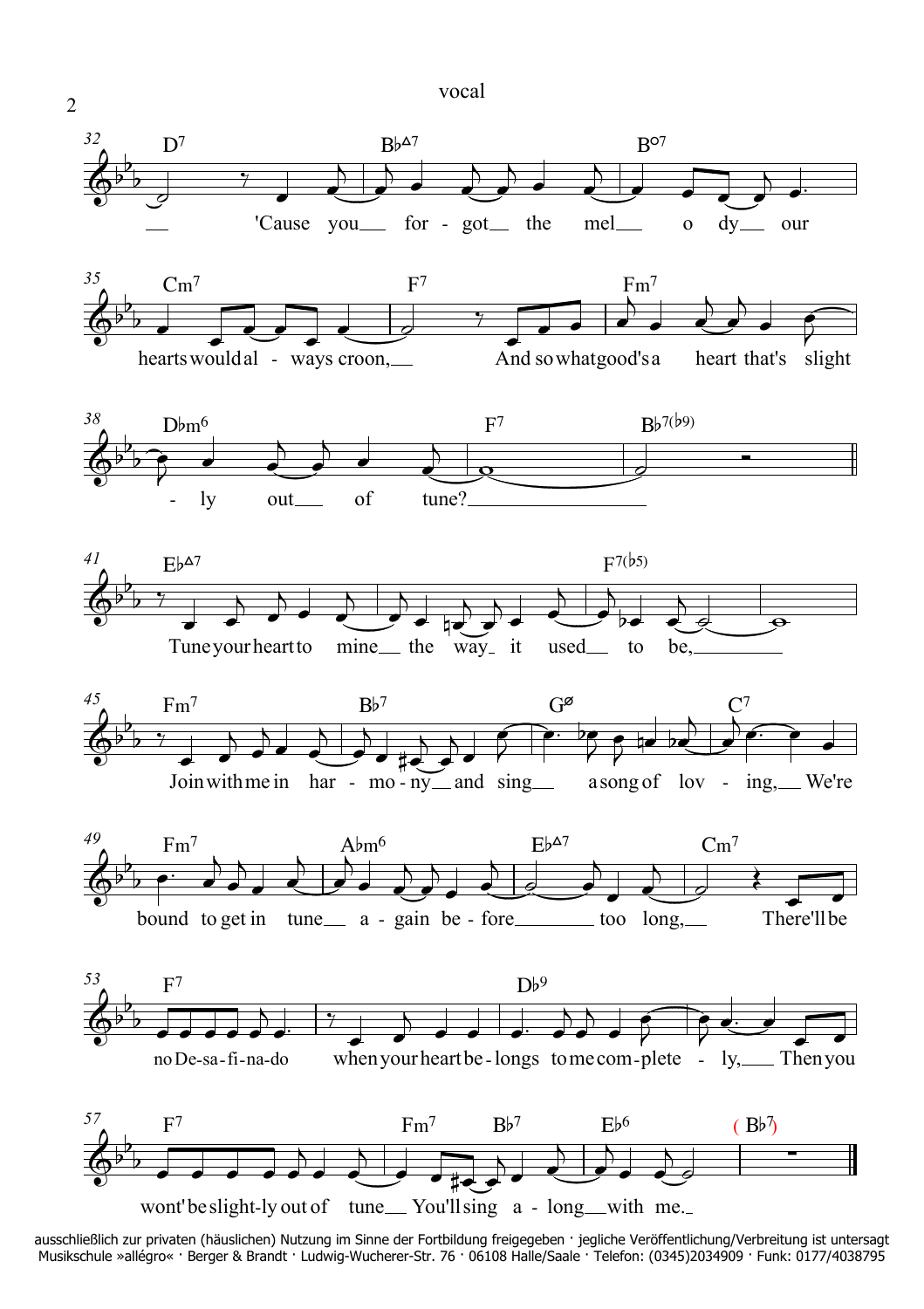vocal

'Cause you for - got the mel o dy our

hearts would al - ways croon, And so what good's a heart that's slight

- ly out of tune?

Tune your heart to mine the way it used to be,

Join with me in har - mo - ny and sing a song of lov - ing, We're

bound to get in tune a - gain be - fore too long, There'll be

no De - sa - fi - na - do when your heart be - longs to me com - plete - ly, Then you

wont' be slight - ly out of tune You'll sing a - long with me.